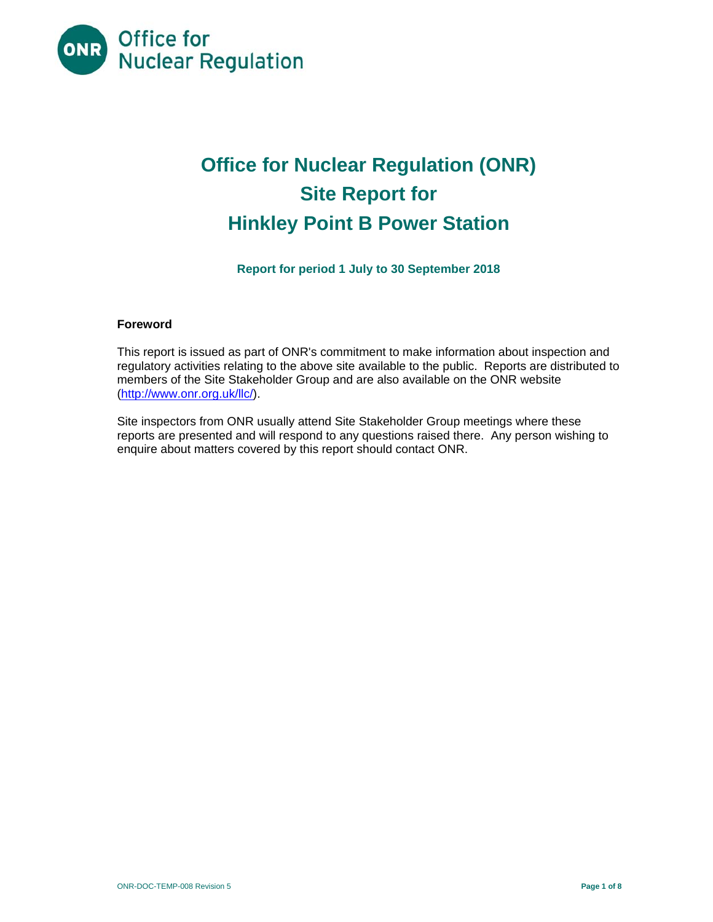# Office for Nuclear Regulation (ONR)
# Site Report for
# Hinkley Point B Power Station

**Report for period 1 July to 30 September 2018**

**Foreword**

This report is issued as part of ONR's commitment to make information about inspection and regulatory activities relating to the above site available to the public. Reports are distributed to members of the Site Stakeholder Group and are also available on the ONR website (http://www.onr.org.uk/llc/).

Site inspectors from ONR usually attend Site Stakeholder Group meetings where these reports are presented and will respond to any questions raised there. Any person wishing to enquire about matters covered by this report should contact ONR.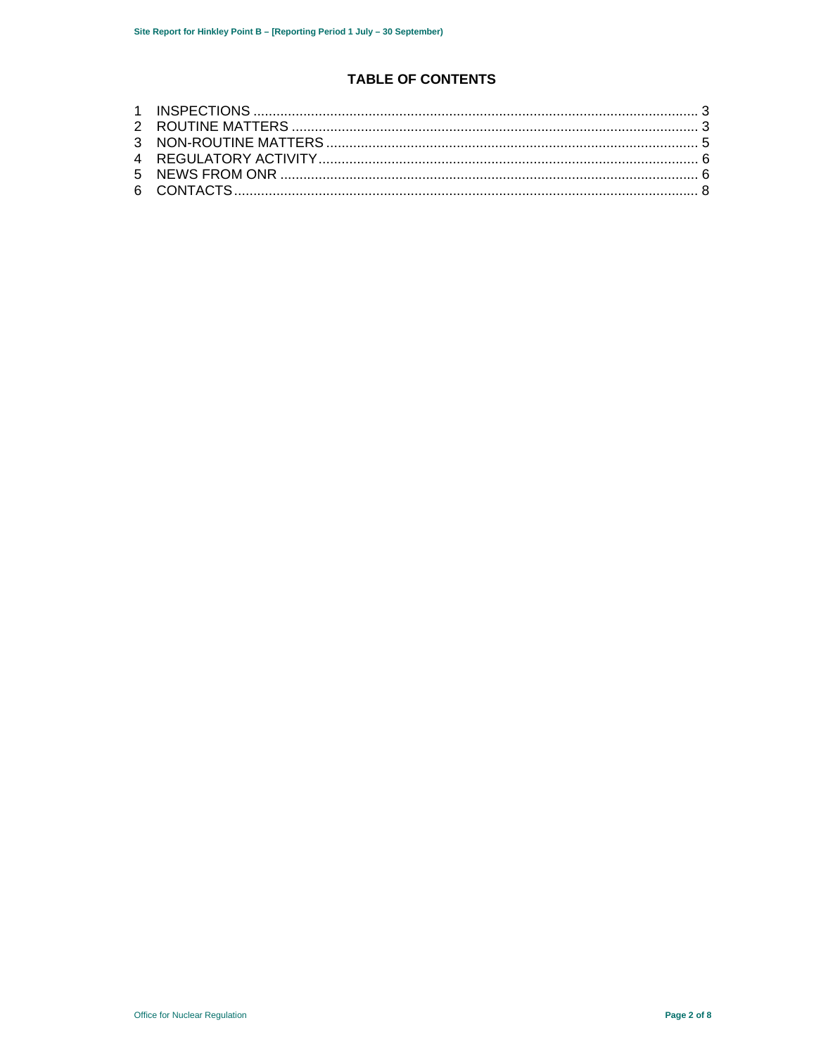## TABLE OF CONTENTS

1 INSPECTIONS ........................................................................................................................ 3
2 ROUTINE MATTERS ............................................................................................................. 3
3 NON-ROUTINE MATTERS ..................................................................................................... 5
4 REGULATORY ACTIVITY ...................................................................................................... 6
5 NEWS FROM ONR ................................................................................................................ 6
6 CONTACTS ............................................................................................................................ 8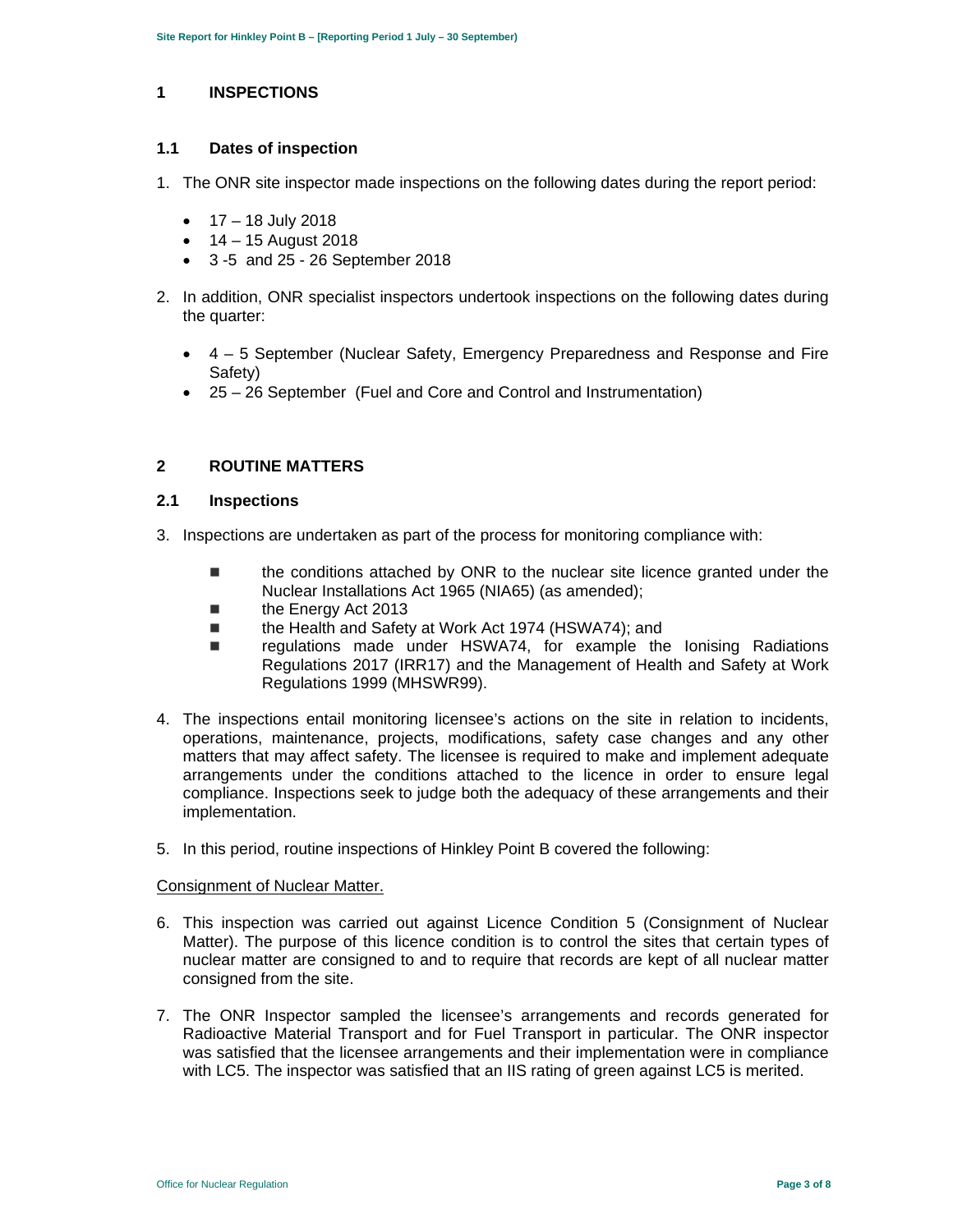# 1 INSPECTIONS

## 1.1 Dates of inspection

1. The ONR site inspector made inspections on the following dates during the report period:

   - 17 – 18 July 2018
   - 14 – 15 August 2018
   - 3 -5 and 25 - 26 September 2018

2. In addition, ONR specialist inspectors undertook inspections on the following dates during the quarter:

   - 4 – 5 September (Nuclear Safety, Emergency Preparedness and Response and Fire Safety)
   - 25 – 26 September (Fuel and Core and Control and Instrumentation)

# 2 ROUTINE MATTERS

## 2.1 Inspections

3. Inspections are undertaken as part of the process for monitoring compliance with:

   - the conditions attached by ONR to the nuclear site licence granted under the Nuclear Installations Act 1965 (NIA65) (as amended);
   - the Energy Act 2013
   - the Health and Safety at Work Act 1974 (HSWA74); and
   - regulations made under HSWA74, for example the Ionising Radiations Regulations 2017 (IRR17) and the Management of Health and Safety at Work Regulations 1999 (MHSWR99).

4. The inspections entail monitoring licensee's actions on the site in relation to incidents, operations, maintenance, projects, modifications, safety case changes and any other matters that may affect safety. The licensee is required to make and implement adequate arrangements under the conditions attached to the licence in order to ensure legal compliance. Inspections seek to judge both the adequacy of these arrangements and their implementation.

5. In this period, routine inspections of Hinkley Point B covered the following:

<u>Consignment of Nuclear Matter.</u>

6. This inspection was carried out against Licence Condition 5 (Consignment of Nuclear Matter). The purpose of this licence condition is to control the sites that certain types of nuclear matter are consigned to and to require that records are kept of all nuclear matter consigned from the site.

7. The ONR Inspector sampled the licensee's arrangements and records generated for Radioactive Material Transport and for Fuel Transport in particular. The ONR inspector was satisfied that the licensee arrangements and their implementation were in compliance with LC5. The inspector was satisfied that an IIS rating of green against LC5 is merited.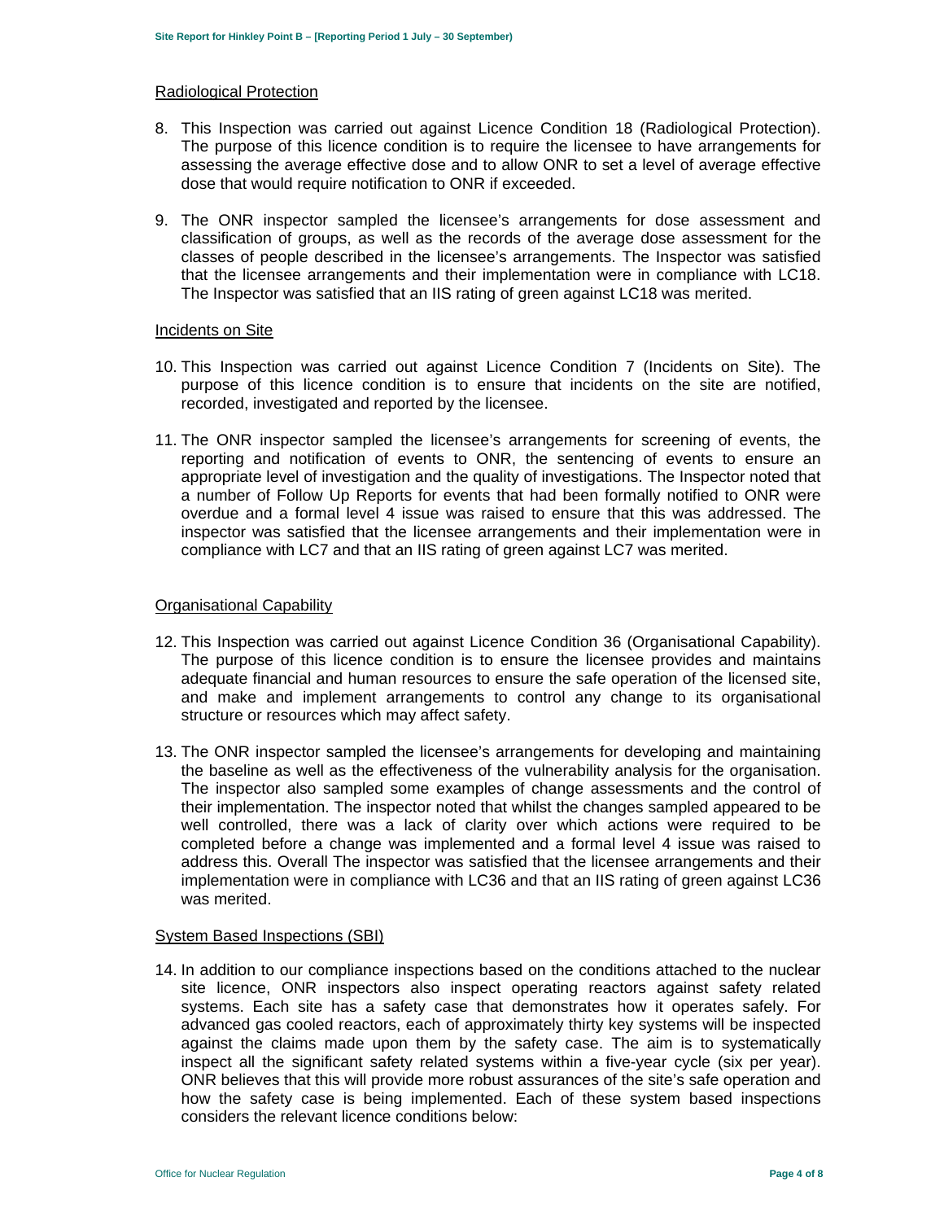Radiological Protection

8. This Inspection was carried out against Licence Condition 18 (Radiological Protection). The purpose of this licence condition is to require the licensee to have arrangements for assessing the average effective dose and to allow ONR to set a level of average effective dose that would require notification to ONR if exceeded.

9. The ONR inspector sampled the licensee's arrangements for dose assessment and classification of groups, as well as the records of the average dose assessment for the classes of people described in the licensee's arrangements. The Inspector was satisfied that the licensee arrangements and their implementation were in compliance with LC18. The Inspector was satisfied that an IIS rating of green against LC18 was merited.

Incidents on Site

10. This Inspection was carried out against Licence Condition 7 (Incidents on Site). The purpose of this licence condition is to ensure that incidents on the site are notified, recorded, investigated and reported by the licensee.

11. The ONR inspector sampled the licensee's arrangements for screening of events, the reporting and notification of events to ONR, the sentencing of events to ensure an appropriate level of investigation and the quality of investigations. The Inspector noted that a number of Follow Up Reports for events that had been formally notified to ONR were overdue and a formal level 4 issue was raised to ensure that this was addressed. The inspector was satisfied that the licensee arrangements and their implementation were in compliance with LC7 and that an IIS rating of green against LC7 was merited.

Organisational Capability

12. This Inspection was carried out against Licence Condition 36 (Organisational Capability). The purpose of this licence condition is to ensure the licensee provides and maintains adequate financial and human resources to ensure the safe operation of the licensed site, and make and implement arrangements to control any change to its organisational structure or resources which may affect safety.

13. The ONR inspector sampled the licensee's arrangements for developing and maintaining the baseline as well as the effectiveness of the vulnerability analysis for the organisation. The inspector also sampled some examples of change assessments and the control of their implementation. The inspector noted that whilst the changes sampled appeared to be well controlled, there was a lack of clarity over which actions were required to be completed before a change was implemented and a formal level 4 issue was raised to address this. Overall The inspector was satisfied that the licensee arrangements and their implementation were in compliance with LC36 and that an IIS rating of green against LC36 was merited.

System Based Inspections (SBI)

14. In addition to our compliance inspections based on the conditions attached to the nuclear site licence, ONR inspectors also inspect operating reactors against safety related systems. Each site has a safety case that demonstrates how it operates safely. For advanced gas cooled reactors, each of approximately thirty key systems will be inspected against the claims made upon them by the safety case. The aim is to systematically inspect all the significant safety related systems within a five-year cycle (six per year). ONR believes that this will provide more robust assurances of the site's safe operation and how the safety case is being implemented. Each of these system based inspections considers the relevant licence conditions below: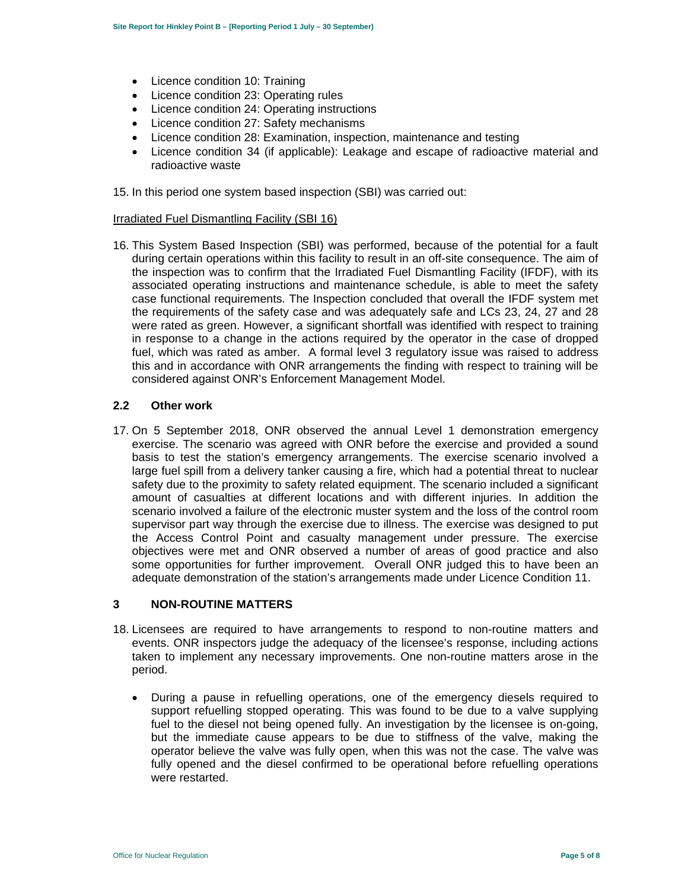- Licence condition 10: Training
- Licence condition 23: Operating rules
- Licence condition 24: Operating instructions
- Licence condition 27: Safety mechanisms
- Licence condition 28: Examination, inspection, maintenance and testing
- Licence condition 34 (if applicable): Leakage and escape of radioactive material and radioactive waste

15. In this period one system based inspection (SBI) was carried out:

Irradiated Fuel Dismantling Facility (SBI 16)

16. This System Based Inspection (SBI) was performed, because of the potential for a fault during certain operations within this facility to result in an off-site consequence. The aim of the inspection was to confirm that the Irradiated Fuel Dismantling Facility (IFDF), with its associated operating instructions and maintenance schedule, is able to meet the safety case functional requirements. The Inspection concluded that overall the IFDF system met the requirements of the safety case and was adequately safe and LCs 23, 24, 27 and 28 were rated as green. However, a significant shortfall was identified with respect to training in response to a change in the actions required by the operator in the case of dropped fuel, which was rated as amber. A formal level 3 regulatory issue was raised to address this and in accordance with ONR arrangements the finding with respect to training will be considered against ONR's Enforcement Management Model.

## 2.2 Other work

17. On 5 September 2018, ONR observed the annual Level 1 demonstration emergency exercise. The scenario was agreed with ONR before the exercise and provided a sound basis to test the station's emergency arrangements. The exercise scenario involved a large fuel spill from a delivery tanker causing a fire, which had a potential threat to nuclear safety due to the proximity to safety related equipment. The scenario included a significant amount of casualties at different locations and with different injuries. In addition the scenario involved a failure of the electronic muster system and the loss of the control room supervisor part way through the exercise due to illness. The exercise was designed to put the Access Control Point and casualty management under pressure. The exercise objectives were met and ONR observed a number of areas of good practice and also some opportunities for further improvement. Overall ONR judged this to have been an adequate demonstration of the station's arrangements made under Licence Condition 11.

# 3 NON-ROUTINE MATTERS

18. Licensees are required to have arrangements to respond to non-routine matters and events. ONR inspectors judge the adequacy of the licensee's response, including actions taken to implement any necessary improvements. One non-routine matters arose in the period.

    - During a pause in refuelling operations, one of the emergency diesels required to support refuelling stopped operating. This was found to be due to a valve supplying fuel to the diesel not being opened fully. An investigation by the licensee is on-going, but the immediate cause appears to be due to stiffness of the valve, making the operator believe the valve was fully open, when this was not the case. The valve was fully opened and the diesel confirmed to be operational before refuelling operations were restarted.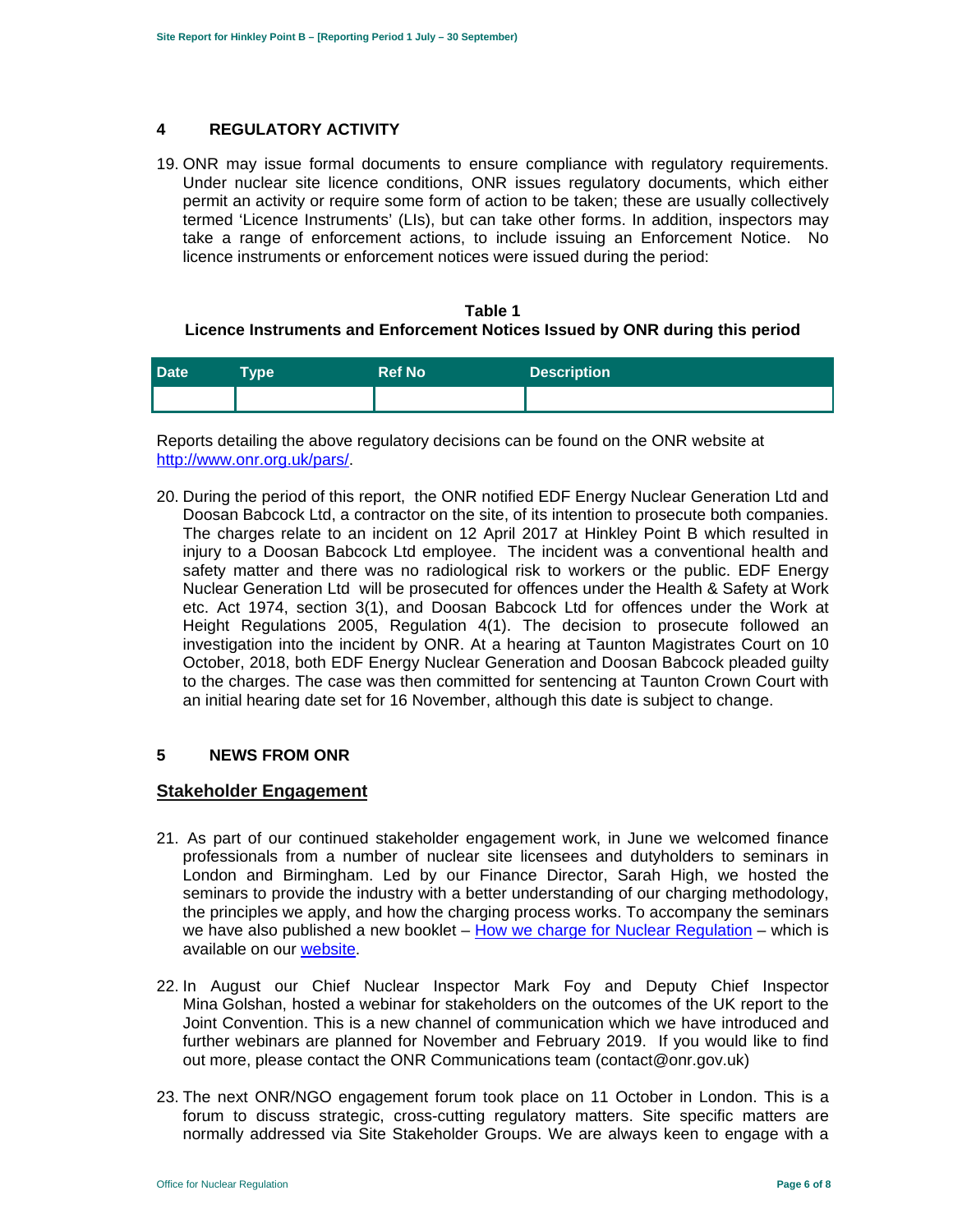## 4 REGULATORY ACTIVITY

19. ONR may issue formal documents to ensure compliance with regulatory requirements. Under nuclear site licence conditions, ONR issues regulatory documents, which either permit an activity or require some form of action to be taken; these are usually collectively termed 'Licence Instruments' (LIs), but can take other forms. In addition, inspectors may take a range of enforcement actions, to include issuing an Enforcement Notice. No licence instruments or enforcement notices were issued during the period:

**Table 1**
**Licence Instruments and Enforcement Notices Issued by ONR during this period**

| Date | Type | Ref No | Description |
|---|---|---|---|
| | | | |

Reports detailing the above regulatory decisions can be found on the ONR website at [http://www.onr.org.uk/pars/](http://www.onr.org.uk/pars/).

20. During the period of this report, the ONR notified EDF Energy Nuclear Generation Ltd and Doosan Babcock Ltd, a contractor on the site, of its intention to prosecute both companies. The charges relate to an incident on 12 April 2017 at Hinkley Point B which resulted in injury to a Doosan Babcock Ltd employee. The incident was a conventional health and safety matter and there was no radiological risk to workers or the public. EDF Energy Nuclear Generation Ltd will be prosecuted for offences under the Health & Safety at Work etc. Act 1974, section 3(1), and Doosan Babcock Ltd for offences under the Work at Height Regulations 2005, Regulation 4(1). The decision to prosecute followed an investigation into the incident by ONR. At a hearing at Taunton Magistrates Court on 10 October, 2018, both EDF Energy Nuclear Generation and Doosan Babcock pleaded guilty to the charges. The case was then committed for sentencing at Taunton Crown Court with an initial hearing date set for 16 November, although this date is subject to change.

## 5 NEWS FROM ONR

### Stakeholder Engagement

21. As part of our continued stakeholder engagement work, in June we welcomed finance professionals from a number of nuclear site licensees and dutyholders to seminars in London and Birmingham. Led by our Finance Director, Sarah High, we hosted the seminars to provide the industry with a better understanding of our charging methodology, the principles we apply, and how the charging process works. To accompany the seminars we have also published a new booklet – How we charge for Nuclear Regulation – which is available on our website.

22. In August our Chief Nuclear Inspector Mark Foy and Deputy Chief Inspector Mina Golshan, hosted a webinar for stakeholders on the outcomes of the UK report to the Joint Convention. This is a new channel of communication which we have introduced and further webinars are planned for November and February 2019. If you would like to find out more, please contact the ONR Communications team (contact@onr.gov.uk)

23. The next ONR/NGO engagement forum took place on 11 October in London. This is a forum to discuss strategic, cross-cutting regulatory matters. Site specific matters are normally addressed via Site Stakeholder Groups. We are always keen to engage with a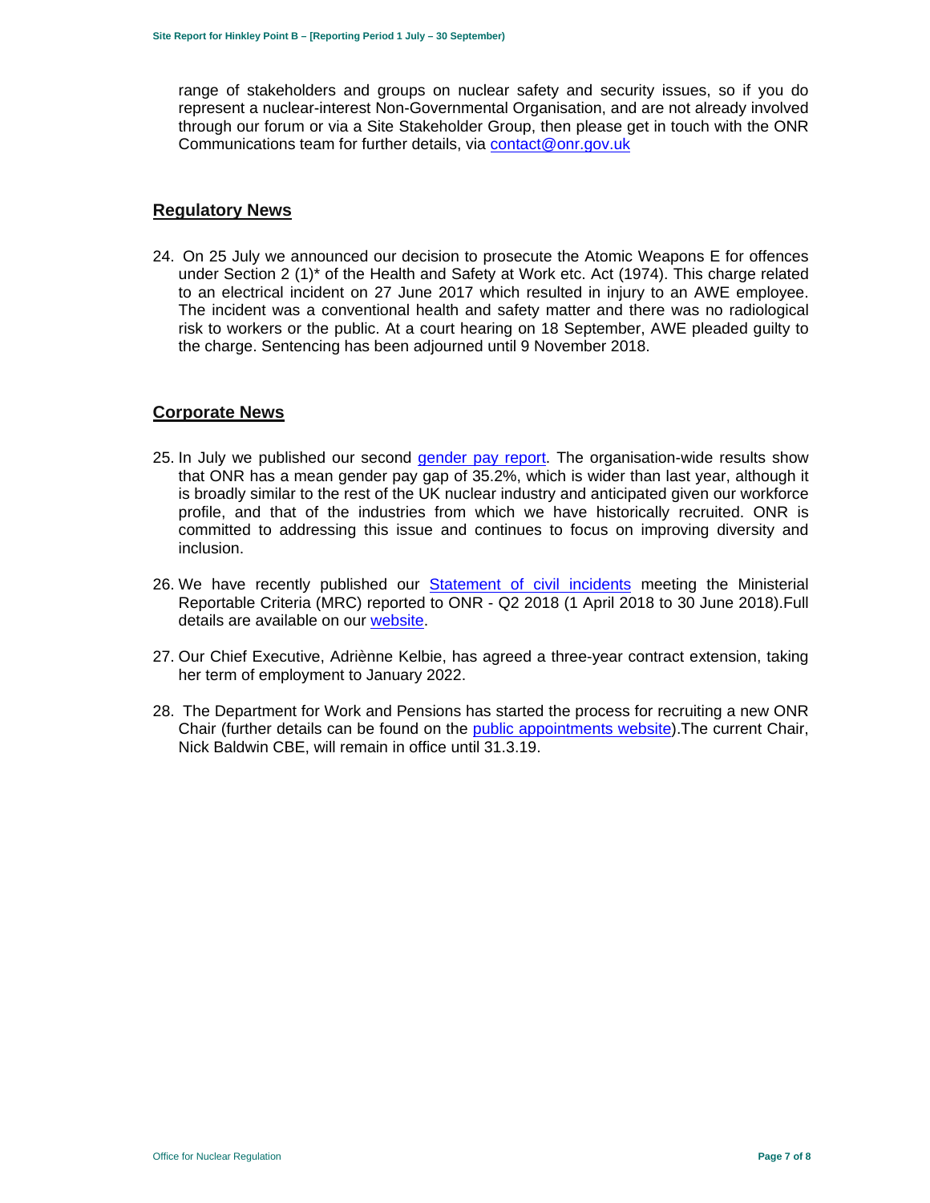range of stakeholders and groups on nuclear safety and security issues, so if you do represent a nuclear-interest Non-Governmental Organisation, and are not already involved through our forum or via a Site Stakeholder Group, then please get in touch with the ONR Communications team for further details, via contact@onr.gov.uk

## Regulatory News

24. On 25 July we announced our decision to prosecute the Atomic Weapons E for offences under Section 2 (1)* of the Health and Safety at Work etc. Act (1974). This charge related to an electrical incident on 27 June 2017 which resulted in injury to an AWE employee. The incident was a conventional health and safety matter and there was no radiological risk to workers or the public. At a court hearing on 18 September, AWE pleaded guilty to the charge. Sentencing has been adjourned until 9 November 2018.

## Corporate News

25. In July we published our second gender pay report. The organisation-wide results show that ONR has a mean gender pay gap of 35.2%, which is wider than last year, although it is broadly similar to the rest of the UK nuclear industry and anticipated given our workforce profile, and that of the industries from which we have historically recruited. ONR is committed to addressing this issue and continues to focus on improving diversity and inclusion.

26. We have recently published our Statement of civil incidents meeting the Ministerial Reportable Criteria (MRC) reported to ONR - Q2 2018 (1 April 2018 to 30 June 2018).Full details are available on our website.

27. Our Chief Executive, Adriènne Kelbie, has agreed a three-year contract extension, taking her term of employment to January 2022.

28. The Department for Work and Pensions has started the process for recruiting a new ONR Chair (further details can be found on the public appointments website).The current Chair, Nick Baldwin CBE, will remain in office until 31.3.19.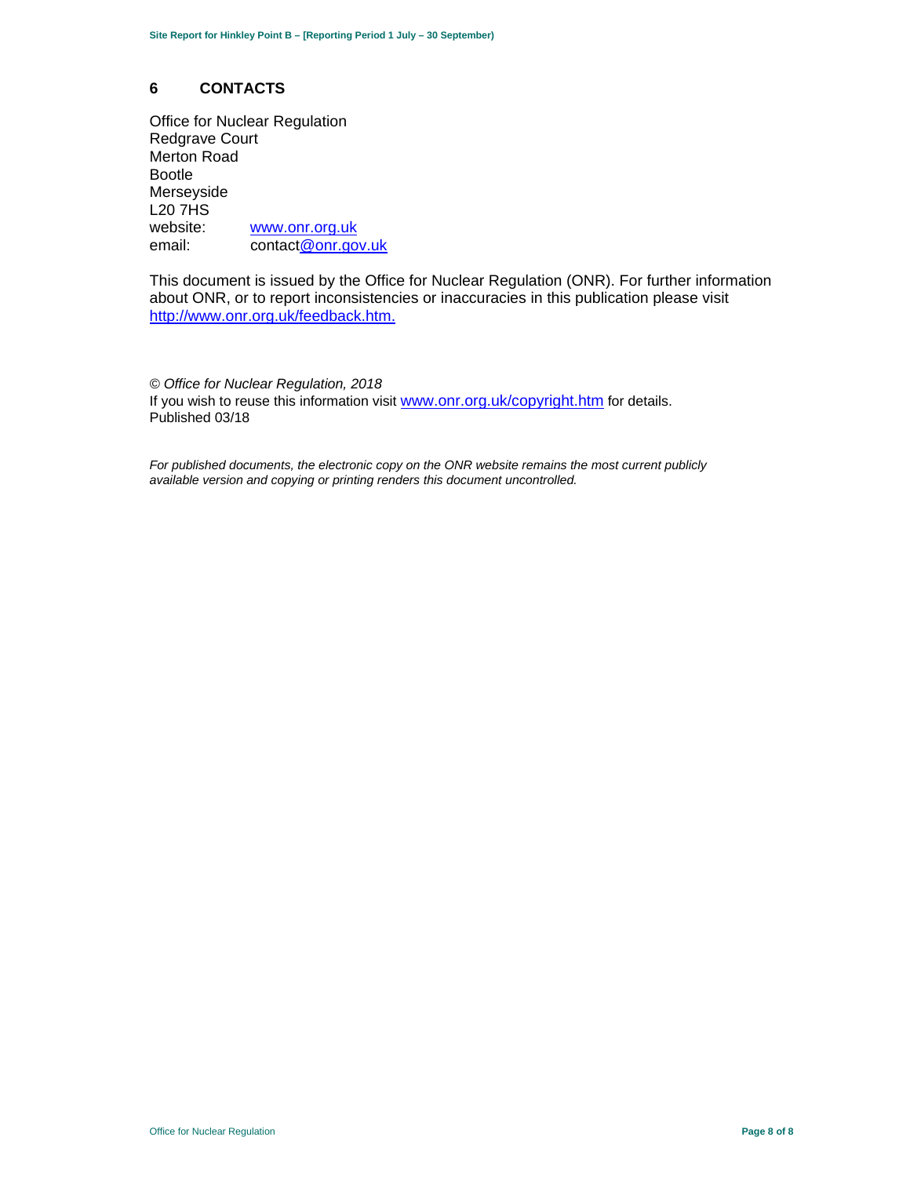## 6 CONTACTS

Office for Nuclear Regulation
Redgrave Court
Merton Road
Bootle
Merseyside
L20 7HS
website: www.onr.org.uk
email: contact@onr.gov.uk

This document is issued by the Office for Nuclear Regulation (ONR). For further information about ONR, or to report inconsistencies or inaccuracies in this publication please visit http://www.onr.org.uk/feedback.htm.

*© Office for Nuclear Regulation, 2018*
If you wish to reuse this information visit www.onr.org.uk/copyright.htm for details.
Published 03/18

*For published documents, the electronic copy on the ONR website remains the most current publicly available version and copying or printing renders this document uncontrolled.*